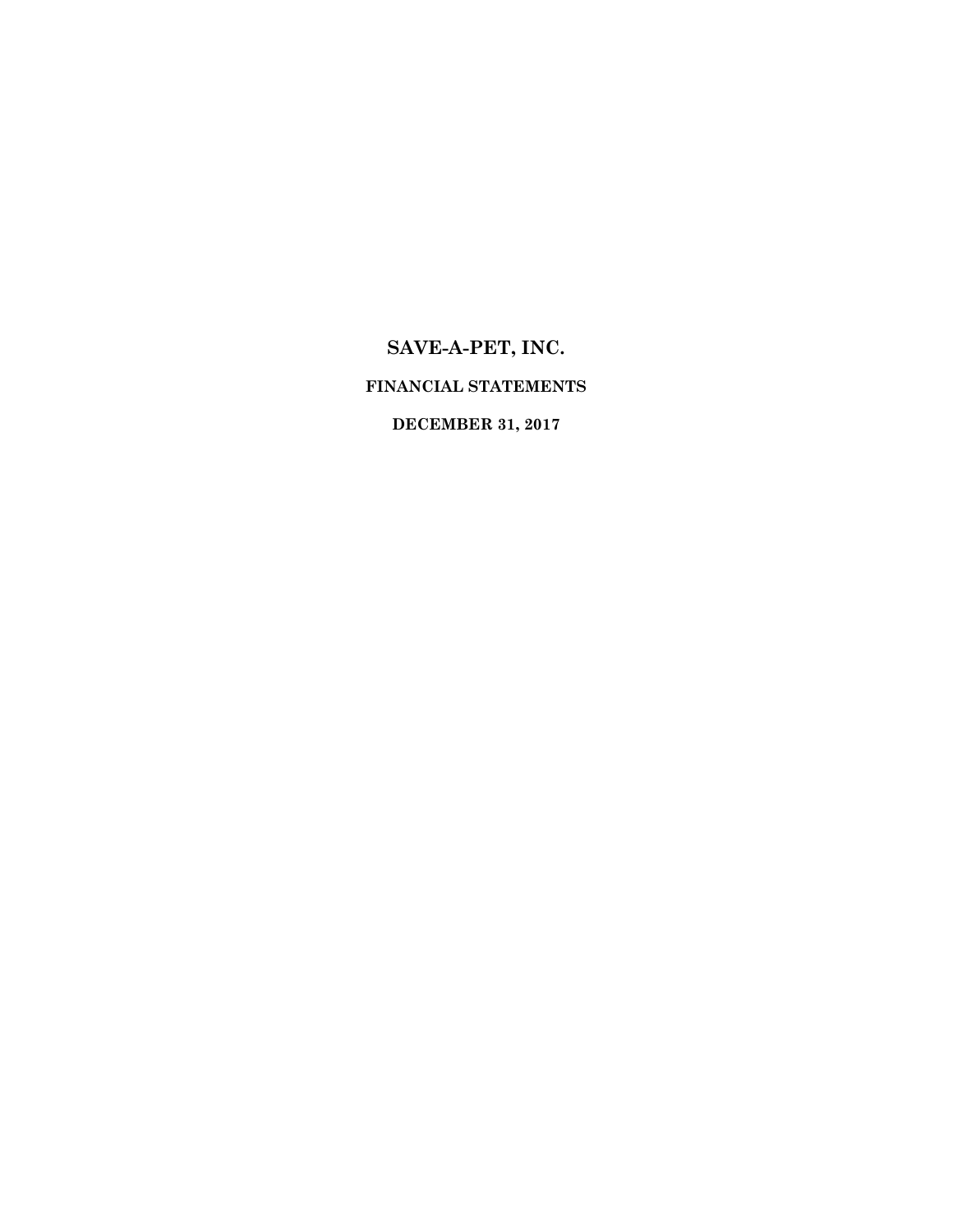# SAVE-A-PET, INC.

## FINANCIAL STATEMENTS

## DECEMBER 31, 2017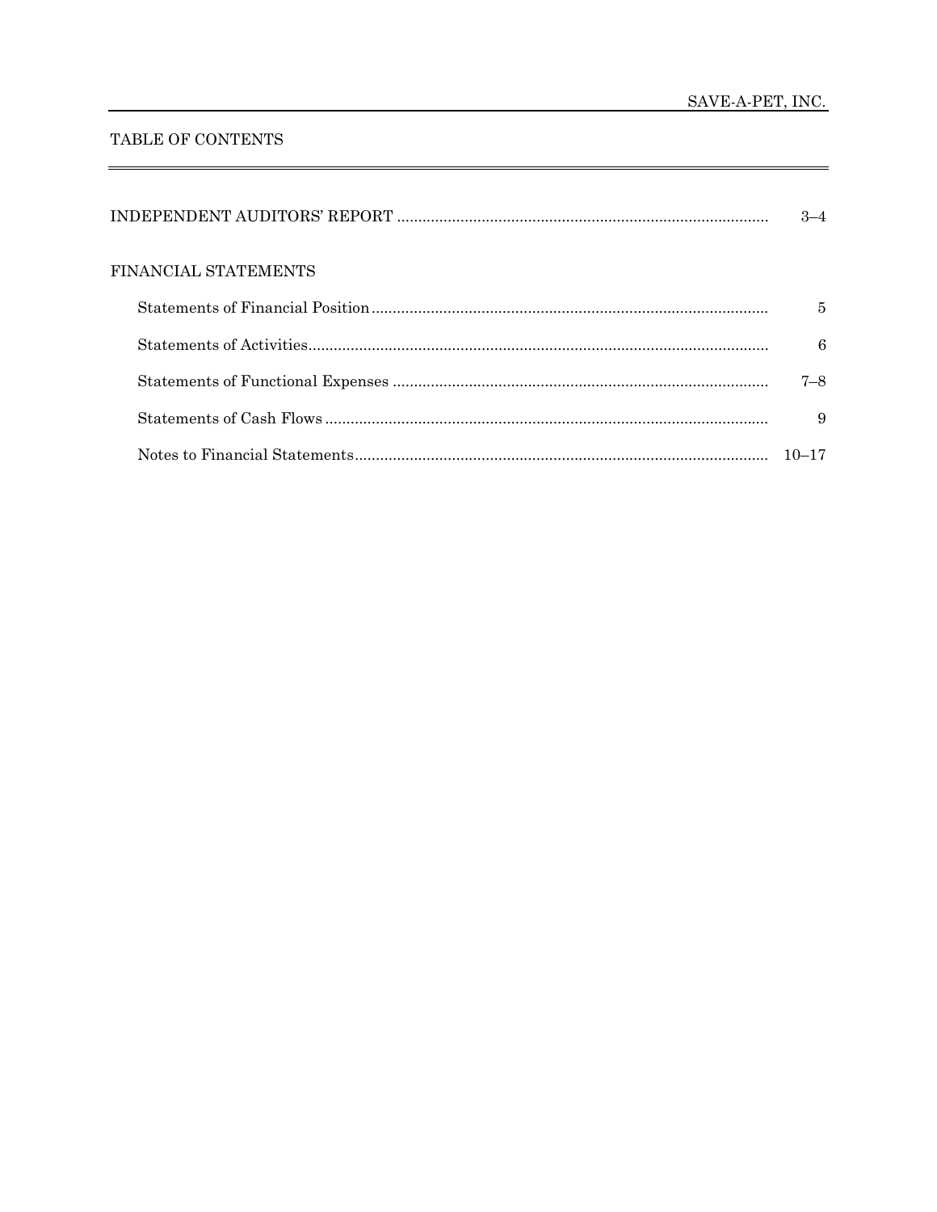SAVE-A-PET, INC.

# TABLE OF CONTENTS

| | |
|---|---|
| INDEPENDENT AUDITORS' REPORT | 3–4 |
| **FINANCIAL STATEMENTS** | |
| Statements of Financial Position | 5 |
| Statements of Activities | 6 |
| Statements of Functional Expenses | 7–8 |
| Statements of Cash Flows | 9 |
| Notes to Financial Statements | 10–17 |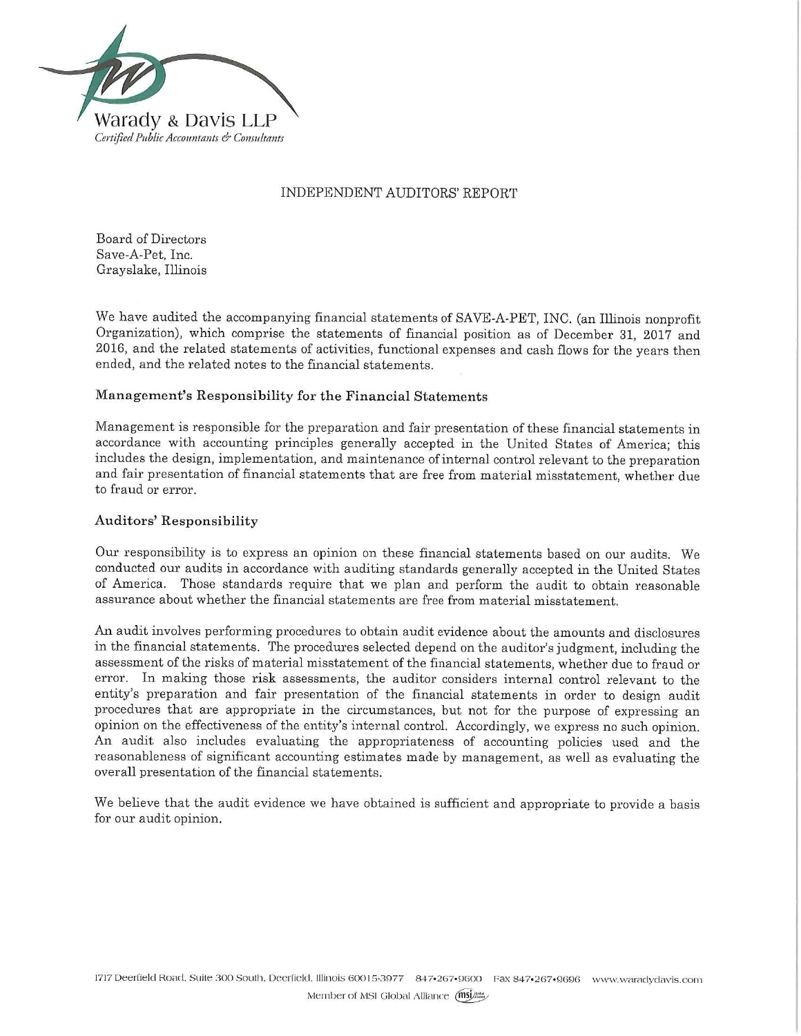Warady & Davis LLP

*Certified Public Accountants & Consultants*

# INDEPENDENT AUDITORS' REPORT

Board of Directors
Save-A-Pet, Inc.
Grayslake, Illinois

We have audited the accompanying financial statements of SAVE-A-PET, INC. (an Illinois nonprofit Organization), which comprise the statements of financial position as of December 31, 2017 and 2016, and the related statements of activities, functional expenses and cash flows for the years then ended, and the related notes to the financial statements.

## Management's Responsibility for the Financial Statements

Management is responsible for the preparation and fair presentation of these financial statements in accordance with accounting principles generally accepted in the United States of America; this includes the design, implementation, and maintenance of internal control relevant to the preparation and fair presentation of financial statements that are free from material misstatement, whether due to fraud or error.

## Auditors' Responsibility

Our responsibility is to express an opinion on these financial statements based on our audits. We conducted our audits in accordance with auditing standards generally accepted in the United States of America. Those standards require that we plan and perform the audit to obtain reasonable assurance about whether the financial statements are free from material misstatement.

An audit involves performing procedures to obtain audit evidence about the amounts and disclosures in the financial statements. The procedures selected depend on the auditor's judgment, including the assessment of the risks of material misstatement of the financial statements, whether due to fraud or error. In making those risk assessments, the auditor considers internal control relevant to the entity's preparation and fair presentation of the financial statements in order to design audit procedures that are appropriate in the circumstances, but not for the purpose of expressing an opinion on the effectiveness of the entity's internal control. Accordingly, we express no such opinion. An audit also includes evaluating the appropriateness of accounting policies used and the reasonableness of significant accounting estimates made by management, as well as evaluating the overall presentation of the financial statements.

We believe that the audit evidence we have obtained is sufficient and appropriate to provide a basis for our audit opinion.

1717 Deerfield Road, Suite 300 South, Deerfield, Illinois 60015-3977 847•267•9600 Fax 847•267•9696 www.waradydavis.com

Member of MSI Global Alliance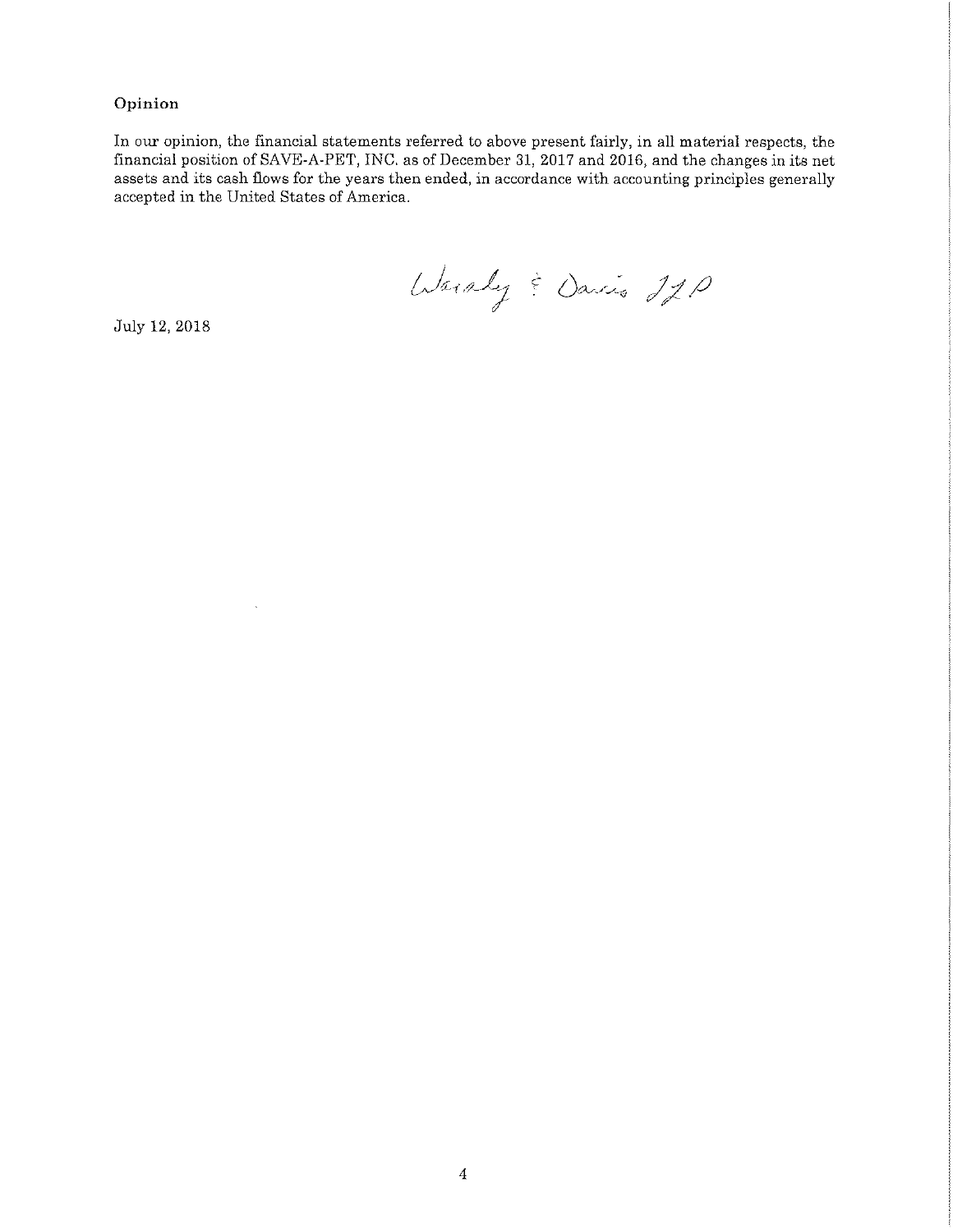### Opinion

In our opinion, the financial statements referred to above present fairly, in all material respects, the financial position of SAVE-A-PET, INC. as of December 31, 2017 and 2016, and the changes in its net assets and its cash flows for the years then ended, in accordance with accounting principles generally accepted in the United States of America.

Wasaly & Davis LLP

July 12, 2018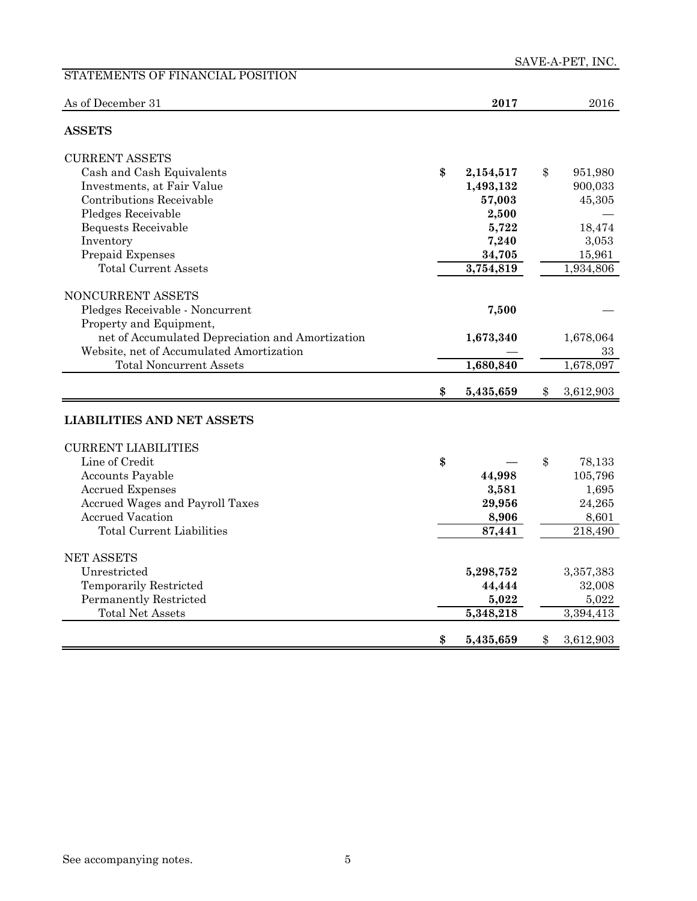## STATEMENTS OF FINANCIAL POSITION

| As of December 31 | 2017 | 2016 |
|---|---|---|
| **ASSETS** | | |
| CURRENT ASSETS | | |
| Cash and Cash Equivalents | $ 2,154,517 | $ 951,980 |
| Investments, at Fair Value | 1,493,132 | 900,033 |
| Contributions Receivable | 57,003 | 45,305 |
| Pledges Receivable | 2,500 | — |
| Bequests Receivable | 5,722 | 18,474 |
| Inventory | 7,240 | 3,053 |
| Prepaid Expenses | 34,705 | 15,961 |
| Total Current Assets | 3,754,819 | 1,934,806 |
| NONCURRENT ASSETS | | |
| Pledges Receivable - Noncurrent | 7,500 | — |
| Property and Equipment, net of Accumulated Depreciation and Amortization | 1,673,340 | 1,678,064 |
| Website, net of Accumulated Amortization | — | 33 |
| Total Noncurrent Assets | 1,680,840 | 1,678,097 |
| | $ 5,435,659 | $ 3,612,903 |
| **LIABILITIES AND NET ASSETS** | | |
| CURRENT LIABILITIES | | |
| Line of Credit | $ — | $ 78,133 |
| Accounts Payable | 44,998 | 105,796 |
| Accrued Expenses | 3,581 | 1,695 |
| Accrued Wages and Payroll Taxes | 29,956 | 24,265 |
| Accrued Vacation | 8,906 | 8,601 |
| Total Current Liabilities | 87,441 | 218,490 |
| NET ASSETS | | |
| Unrestricted | 5,298,752 | 3,357,383 |
| Temporarily Restricted | 44,444 | 32,008 |
| Permanently Restricted | 5,022 | 5,022 |
| Total Net Assets | 5,348,218 | 3,394,413 |
| | $ 5,435,659 | $ 3,612,903 |

See accompanying notes.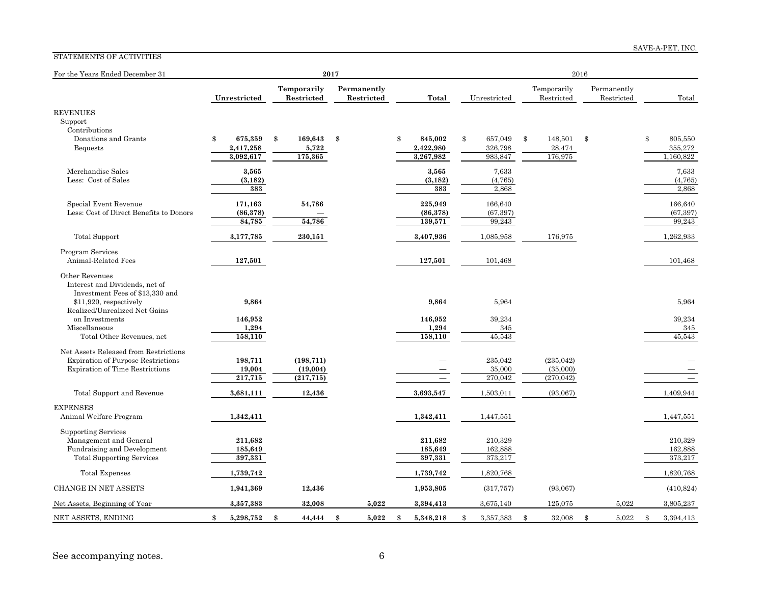SAVE-A-PET, INC.

## STATEMENTS OF ACTIVITIES

| For the Years Ended December 31 | 2017 | | | | 2016 | | | |
|---|---|---|---|---|---|---|---|---|
| | **Unrestricted** | **Temporarily Restricted** | **Permanently Restricted** | **Total** | Unrestricted | Temporarily Restricted | Permanently Restricted | Total |
| **REVENUES** | | | | | | | | |
| Support | | | | | | | | |
| Contributions | | | | | | | | |
| Donations and Grants | $ 675,359 | $ 169,643 | $ | $ 845,002 | $ 657,049 | $ 148,501 | $ | $ 805,550 |
| Bequests | 2,417,258 | 5,722 | | 2,422,980 | 326,798 | 28,474 | | 355,272 |
| | 3,092,617 | 175,365 | | 3,267,982 | 983,847 | 176,975 | | 1,160,822 |
| Merchandise Sales | 3,565 | | | 3,565 | 7,633 | | | 7,633 |
| Less: Cost of Sales | (3,182) | | | (3,182) | (4,765) | | | (4,765) |
| | 383 | | | 383 | 2,868 | | | 2,868 |
| Special Event Revenue | 171,163 | 54,786 | | 225,949 | 166,640 | | | 166,640 |
| Less: Cost of Direct Benefits to Donors | (86,378) | — | | (86,378) | (67,397) | | | (67,397) |
| | 84,785 | 54,786 | | 139,571 | 99,243 | | | 99,243 |
| Total Support | 3,177,785 | 230,151 | | 3,407,936 | 1,085,958 | 176,975 | | 1,262,933 |
| Program Services | | | | | | | | |
| Animal-Related Fees | 127,501 | | | 127,501 | 101,468 | | | 101,468 |
| Other Revenues | | | | | | | | |
| Interest and Dividends, net of Investment Fees of $13,330 and $11,920, respectively | 9,864 | | | 9,864 | 5,964 | | | 5,964 |
| Realized/Unrealized Net Gains on Investments | 146,952 | | | 146,952 | 39,234 | | | 39,234 |
| Miscellaneous | 1,294 | | | 1,294 | 345 | | | 345 |
| Total Other Revenues, net | 158,110 | | | 158,110 | 45,543 | | | 45,543 |
| Net Assets Released from Restrictions | | | | | | | | |
| Expiration of Purpose Restrictions | 198,711 | (198,711) | | — | 235,042 | (235,042) | | — |
| Expiration of Time Restrictions | 19,004 | (19,004) | | — | 35,000 | (35,000) | | — |
| | 217,715 | (217,715) | | — | 270,042 | (270,042) | | — |
| Total Support and Revenue | 3,681,111 | 12,436 | | 3,693,547 | 1,503,011 | (93,067) | | 1,409,944 |
| **EXPENSES** | | | | | | | | |
| Animal Welfare Program | 1,342,411 | | | 1,342,411 | 1,447,551 | | | 1,447,551 |
| Supporting Services | | | | | | | | |
| Management and General | 211,682 | | | 211,682 | 210,329 | | | 210,329 |
| Fundraising and Development | 185,649 | | | 185,649 | 162,888 | | | 162,888 |
| Total Supporting Services | 397,331 | | | 397,331 | 373,217 | | | 373,217 |
| Total Expenses | 1,739,742 | | | 1,739,742 | 1,820,768 | | | 1,820,768 |
| CHANGE IN NET ASSETS | 1,941,369 | 12,436 | | 1,953,805 | (317,757) | (93,067) | | (410,824) |
| Net Assets, Beginning of Year | 3,357,383 | 32,008 | 5,022 | 3,394,413 | 3,675,140 | 125,075 | 5,022 | 3,805,237 |
| NET ASSETS, ENDING | $ 5,298,752 | $ 44,444 | $ 5,022 | $ 5,348,218 | $ 3,357,383 | $ 32,008 | $ 5,022 | $ 3,394,413 |

See accompanying notes.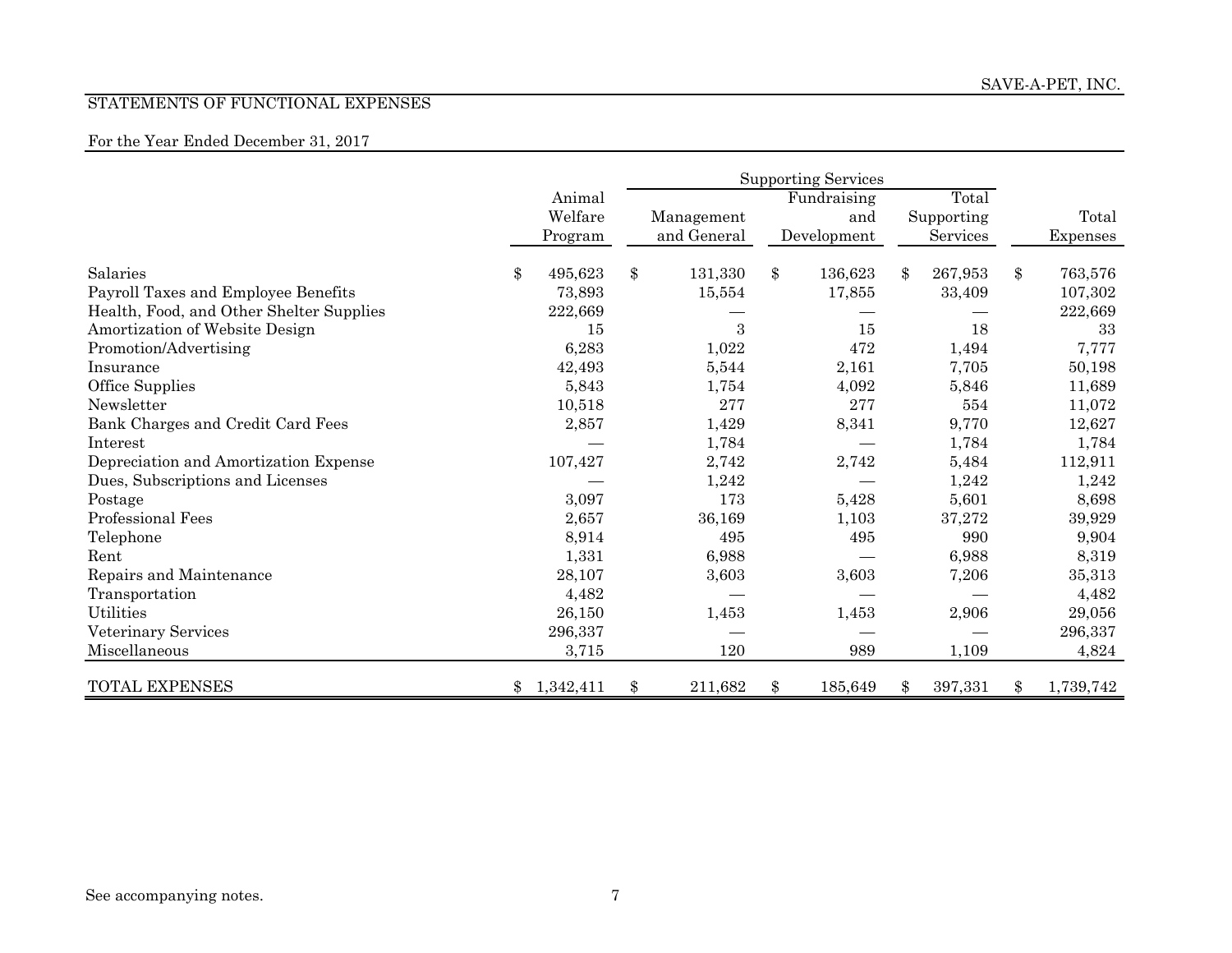SAVE-A-PET, INC.

# STATEMENTS OF FUNCTIONAL EXPENSES

For the Year Ended December 31, 2017

| | Animal Welfare Program | Supporting Services | | | Total Expenses |
|---|---|---|---|---|---|
| | | Management and General | Fundraising and Development | Total Supporting Services | |
| Salaries | $ 495,623 | $ 131,330 | $ 136,623 | $ 267,953 | $ 763,576 |
| Payroll Taxes and Employee Benefits | 73,893 | 15,554 | 17,855 | 33,409 | 107,302 |
| Health, Food, and Other Shelter Supplies | 222,669 | — | — | — | 222,669 |
| Amortization of Website Design | 15 | 3 | 15 | 18 | 33 |
| Promotion/Advertising | 6,283 | 1,022 | 472 | 1,494 | 7,777 |
| Insurance | 42,493 | 5,544 | 2,161 | 7,705 | 50,198 |
| Office Supplies | 5,843 | 1,754 | 4,092 | 5,846 | 11,689 |
| Newsletter | 10,518 | 277 | 277 | 554 | 11,072 |
| Bank Charges and Credit Card Fees | 2,857 | 1,429 | 8,341 | 9,770 | 12,627 |
| Interest | — | 1,784 | — | 1,784 | 1,784 |
| Depreciation and Amortization Expense | 107,427 | 2,742 | 2,742 | 5,484 | 112,911 |
| Dues, Subscriptions and Licenses | — | 1,242 | — | 1,242 | 1,242 |
| Postage | 3,097 | 173 | 5,428 | 5,601 | 8,698 |
| Professional Fees | 2,657 | 36,169 | 1,103 | 37,272 | 39,929 |
| Telephone | 8,914 | 495 | 495 | 990 | 9,904 |
| Rent | 1,331 | 6,988 | — | 6,988 | 8,319 |
| Repairs and Maintenance | 28,107 | 3,603 | 3,603 | 7,206 | 35,313 |
| Transportation | 4,482 | — | — | — | 4,482 |
| Utilities | 26,150 | 1,453 | 1,453 | 2,906 | 29,056 |
| Veterinary Services | 296,337 | — | — | — | 296,337 |
| Miscellaneous | 3,715 | 120 | 989 | 1,109 | 4,824 |
| TOTAL EXPENSES | $ 1,342,411 | $ 211,682 | $ 185,649 | $ 397,331 | $ 1,739,742 |

See accompanying notes.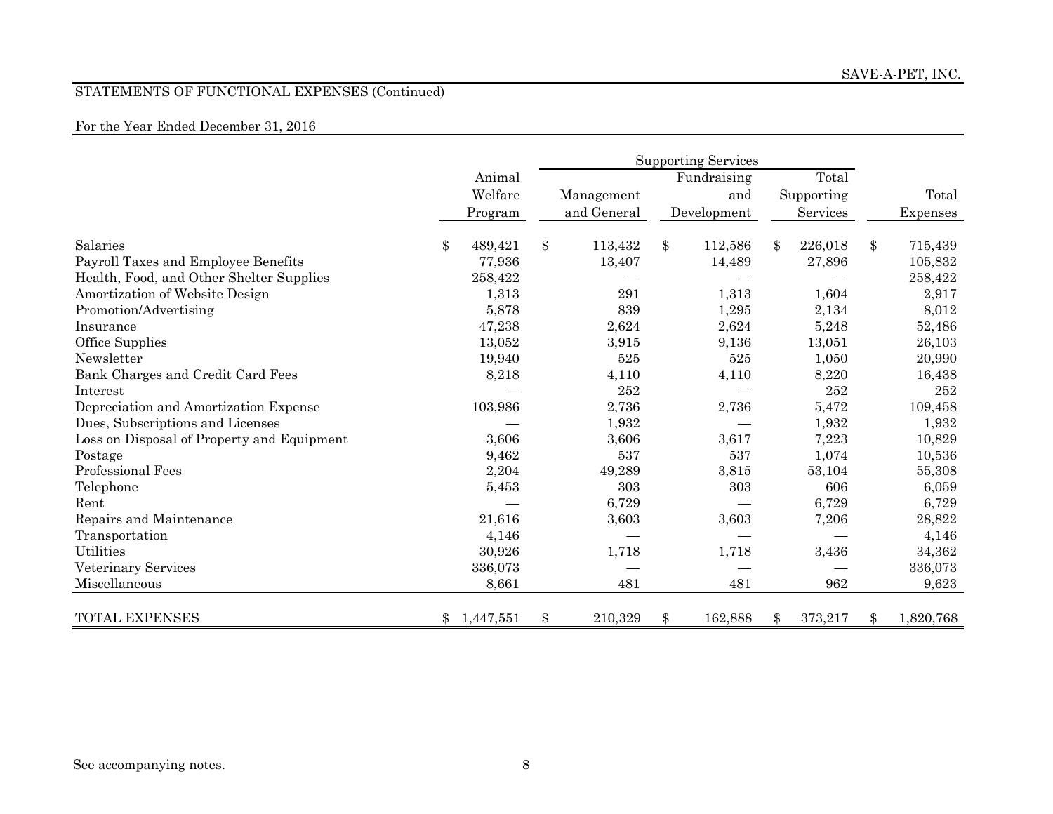SAVE-A-PET, INC.

## STATEMENTS OF FUNCTIONAL EXPENSES (Continued)

For the Year Ended December 31, 2016

| | | Supporting Services | | | |
|---|---|---|---|---|---|
| | Animal Welfare Program | Management and General | Fundraising and Development | Total Supporting Services | Total Expenses |
| Salaries | $ 489,421 | $ 113,432 | $ 112,586 | $ 226,018 | $ 715,439 |
| Payroll Taxes and Employee Benefits | 77,936 | 13,407 | 14,489 | 27,896 | 105,832 |
| Health, Food, and Other Shelter Supplies | 258,422 | — | — | — | 258,422 |
| Amortization of Website Design | 1,313 | 291 | 1,313 | 1,604 | 2,917 |
| Promotion/Advertising | 5,878 | 839 | 1,295 | 2,134 | 8,012 |
| Insurance | 47,238 | 2,624 | 2,624 | 5,248 | 52,486 |
| Office Supplies | 13,052 | 3,915 | 9,136 | 13,051 | 26,103 |
| Newsletter | 19,940 | 525 | 525 | 1,050 | 20,990 |
| Bank Charges and Credit Card Fees | 8,218 | 4,110 | 4,110 | 8,220 | 16,438 |
| Interest | — | 252 | — | 252 | 252 |
| Depreciation and Amortization Expense | 103,986 | 2,736 | 2,736 | 5,472 | 109,458 |
| Dues, Subscriptions and Licenses | — | 1,932 | — | 1,932 | 1,932 |
| Loss on Disposal of Property and Equipment | 3,606 | 3,606 | 3,617 | 7,223 | 10,829 |
| Postage | 9,462 | 537 | 537 | 1,074 | 10,536 |
| Professional Fees | 2,204 | 49,289 | 3,815 | 53,104 | 55,308 |
| Telephone | 5,453 | 303 | 303 | 606 | 6,059 |
| Rent | — | 6,729 | — | 6,729 | 6,729 |
| Repairs and Maintenance | 21,616 | 3,603 | 3,603 | 7,206 | 28,822 |
| Transportation | 4,146 | — | — | — | 4,146 |
| Utilities | 30,926 | 1,718 | 1,718 | 3,436 | 34,362 |
| Veterinary Services | 336,073 | — | — | — | 336,073 |
| Miscellaneous | 8,661 | 481 | 481 | 962 | 9,623 |
| TOTAL EXPENSES | $ 1,447,551 | $ 210,329 | $ 162,888 | $ 373,217 | $ 1,820,768 |

See accompanying notes.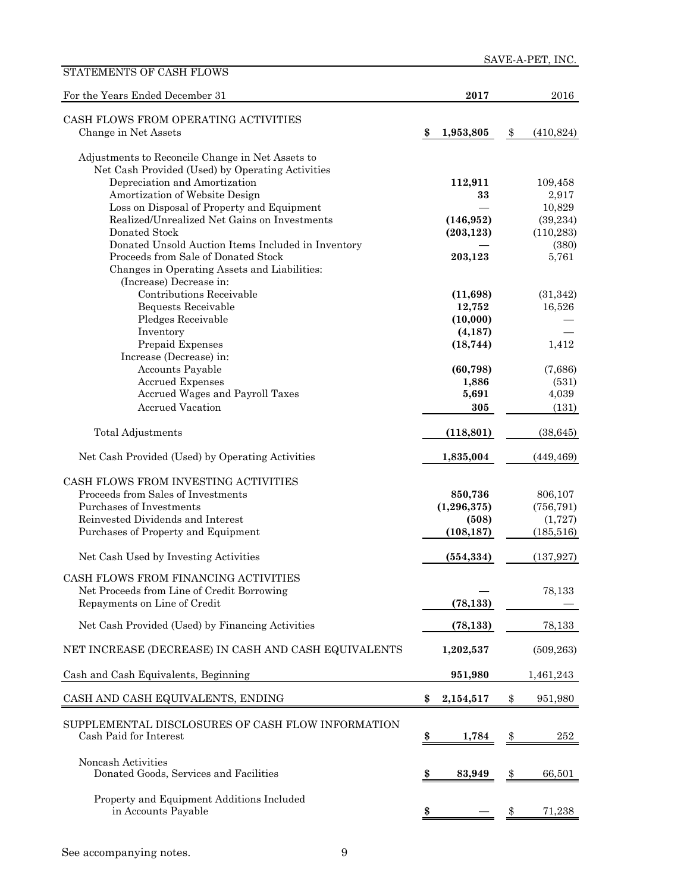SAVE-A-PET, INC.

## STATEMENTS OF CASH FLOWS

| For the Years Ended December 31 | 2017 | 2016 |
|---|---|---|
| **CASH FLOWS FROM OPERATING ACTIVITIES** | | |
| Change in Net Assets | **$ 1,953,805** | $ (410,824) |
| Adjustments to Reconcile Change in Net Assets to Net Cash Provided (Used) by Operating Activities | | |
| Depreciation and Amortization | **112,911** | 109,458 |
| Amortization of Website Design | **33** | 2,917 |
| Loss on Disposal of Property and Equipment | **—** | 10,829 |
| Realized/Unrealized Net Gains on Investments | **(146,952)** | (39,234) |
| Donated Stock | **(203,123)** | (110,283) |
| Donated Unsold Auction Items Included in Inventory | **—** | (380) |
| Proceeds from Sale of Donated Stock | **203,123** | 5,761 |
| Changes in Operating Assets and Liabilities: | | |
| (Increase) Decrease in: | | |
| Contributions Receivable | **(11,698)** | (31,342) |
| Bequests Receivable | **12,752** | 16,526 |
| Pledges Receivable | **(10,000)** | — |
| Inventory | **(4,187)** | — |
| Prepaid Expenses | **(18,744)** | 1,412 |
| Increase (Decrease) in: | | |
| Accounts Payable | **(60,798)** | (7,686) |
| Accrued Expenses | **1,886** | (531) |
| Accrued Wages and Payroll Taxes | **5,691** | 4,039 |
| Accrued Vacation | **305** | (131) |
| Total Adjustments | **(118,801)** | (38,645) |
| Net Cash Provided (Used) by Operating Activities | **1,835,004** | (449,469) |
| **CASH FLOWS FROM INVESTING ACTIVITIES** | | |
| Proceeds from Sales of Investments | **850,736** | 806,107 |
| Purchases of Investments | **(1,296,375)** | (756,791) |
| Reinvested Dividends and Interest | **(508)** | (1,727) |
| Purchases of Property and Equipment | **(108,187)** | (185,516) |
| Net Cash Used by Investing Activities | **(554,334)** | (137,927) |
| **CASH FLOWS FROM FINANCING ACTIVITIES** | | |
| Net Proceeds from Line of Credit Borrowing | **—** | 78,133 |
| Repayments on Line of Credit | **(78,133)** | — |
| Net Cash Provided (Used) by Financing Activities | **(78,133)** | 78,133 |
| NET INCREASE (DECREASE) IN CASH AND CASH EQUIVALENTS | **1,202,537** | (509,263) |
| Cash and Cash Equivalents, Beginning | **951,980** | 1,461,243 |
| CASH AND CASH EQUIVALENTS, ENDING | **$ 2,154,517** | $ 951,980 |
| **SUPPLEMENTAL DISCLOSURES OF CASH FLOW INFORMATION** | | |
| Cash Paid for Interest | **$ 1,784** | $ 252 |
| Noncash Activities | | |
| Donated Goods, Services and Facilities | **$ 83,949** | $ 66,501 |
| Property and Equipment Additions Included in Accounts Payable | **$ —** | $ 71,238 |

See accompanying notes.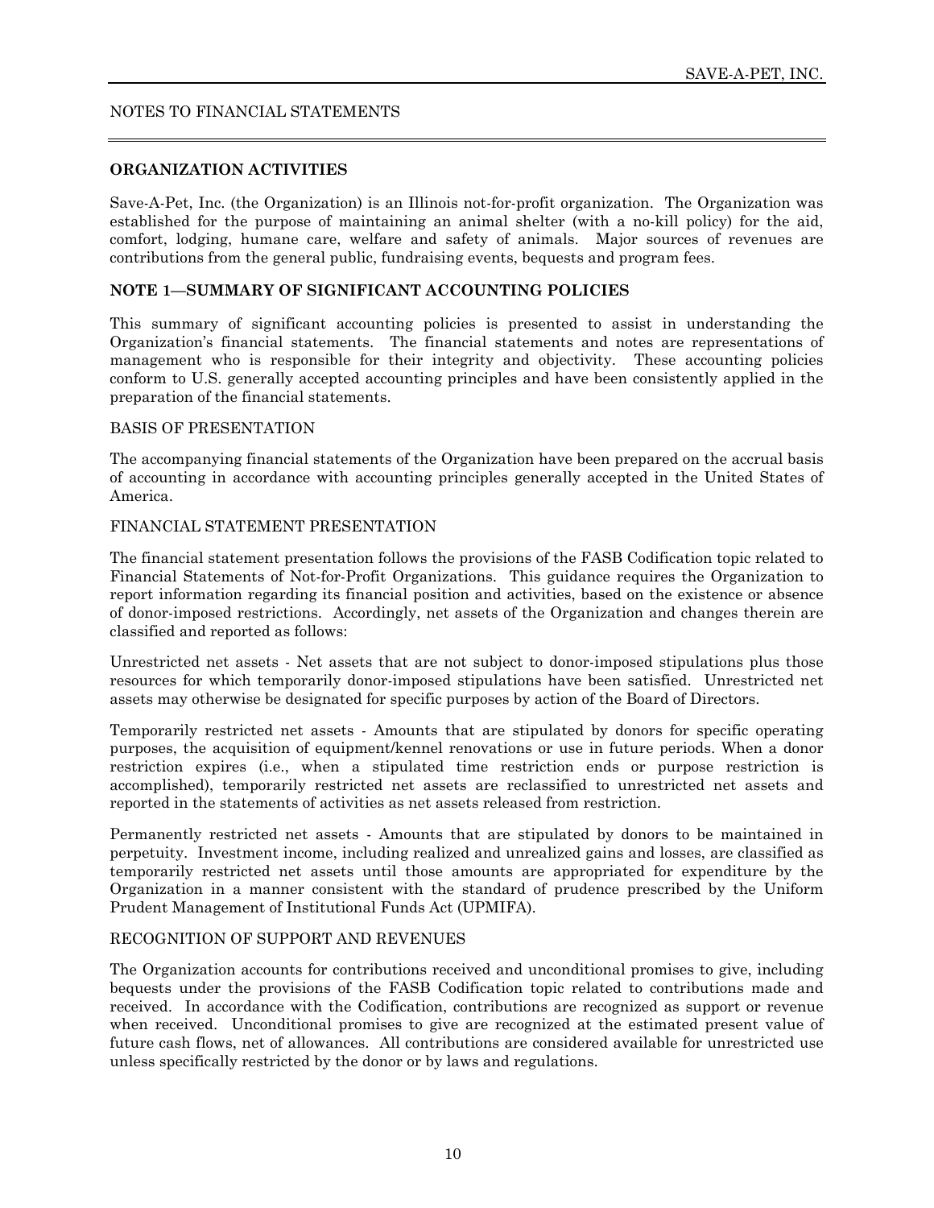NOTES TO FINANCIAL STATEMENTS

## ORGANIZATION ACTIVITIES

Save-A-Pet, Inc. (the Organization) is an Illinois not-for-profit organization. The Organization was established for the purpose of maintaining an animal shelter (with a no-kill policy) for the aid, comfort, lodging, humane care, welfare and safety of animals. Major sources of revenues are contributions from the general public, fundraising events, bequests and program fees.

## NOTE 1—SUMMARY OF SIGNIFICANT ACCOUNTING POLICIES

This summary of significant accounting policies is presented to assist in understanding the Organization's financial statements. The financial statements and notes are representations of management who is responsible for their integrity and objectivity. These accounting policies conform to U.S. generally accepted accounting principles and have been consistently applied in the preparation of the financial statements.

### BASIS OF PRESENTATION

The accompanying financial statements of the Organization have been prepared on the accrual basis of accounting in accordance with accounting principles generally accepted in the United States of America.

### FINANCIAL STATEMENT PRESENTATION

The financial statement presentation follows the provisions of the FASB Codification topic related to Financial Statements of Not-for-Profit Organizations. This guidance requires the Organization to report information regarding its financial position and activities, based on the existence or absence of donor-imposed restrictions. Accordingly, net assets of the Organization and changes therein are classified and reported as follows:

Unrestricted net assets - Net assets that are not subject to donor-imposed stipulations plus those resources for which temporarily donor-imposed stipulations have been satisfied. Unrestricted net assets may otherwise be designated for specific purposes by action of the Board of Directors.

Temporarily restricted net assets - Amounts that are stipulated by donors for specific operating purposes, the acquisition of equipment/kennel renovations or use in future periods. When a donor restriction expires (i.e., when a stipulated time restriction ends or purpose restriction is accomplished), temporarily restricted net assets are reclassified to unrestricted net assets and reported in the statements of activities as net assets released from restriction.

Permanently restricted net assets - Amounts that are stipulated by donors to be maintained in perpetuity. Investment income, including realized and unrealized gains and losses, are classified as temporarily restricted net assets until those amounts are appropriated for expenditure by the Organization in a manner consistent with the standard of prudence prescribed by the Uniform Prudent Management of Institutional Funds Act (UPMIFA).

### RECOGNITION OF SUPPORT AND REVENUES

The Organization accounts for contributions received and unconditional promises to give, including bequests under the provisions of the FASB Codification topic related to contributions made and received. In accordance with the Codification, contributions are recognized as support or revenue when received. Unconditional promises to give are recognized at the estimated present value of future cash flows, net of allowances. All contributions are considered available for unrestricted use unless specifically restricted by the donor or by laws and regulations.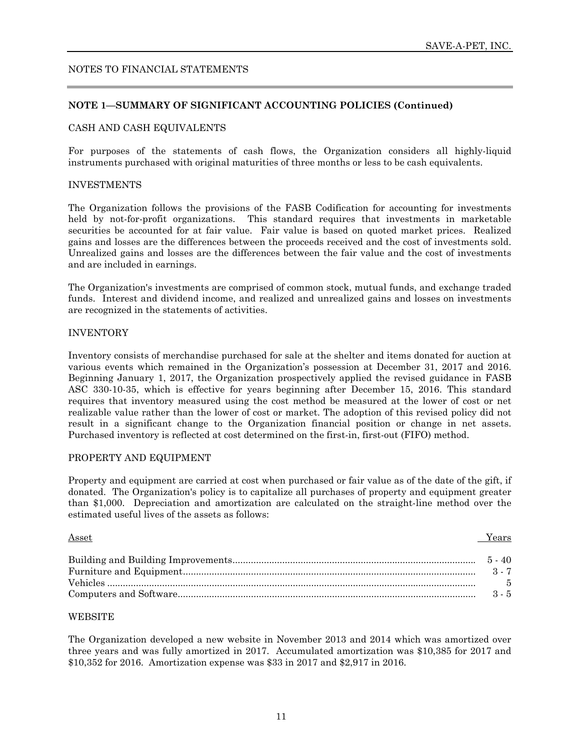# NOTES TO FINANCIAL STATEMENTS

## NOTE 1—SUMMARY OF SIGNIFICANT ACCOUNTING POLICIES (Continued)

### CASH AND CASH EQUIVALENTS

For purposes of the statements of cash flows, the Organization considers all highly-liquid instruments purchased with original maturities of three months or less to be cash equivalents.

### INVESTMENTS

The Organization follows the provisions of the FASB Codification for accounting for investments held by not-for-profit organizations. This standard requires that investments in marketable securities be accounted for at fair value. Fair value is based on quoted market prices. Realized gains and losses are the differences between the proceeds received and the cost of investments sold. Unrealized gains and losses are the differences between the fair value and the cost of investments and are included in earnings.

The Organization's investments are comprised of common stock, mutual funds, and exchange traded funds. Interest and dividend income, and realized and unrealized gains and losses on investments are recognized in the statements of activities.

### INVENTORY

Inventory consists of merchandise purchased for sale at the shelter and items donated for auction at various events which remained in the Organization's possession at December 31, 2017 and 2016. Beginning January 1, 2017, the Organization prospectively applied the revised guidance in FASB ASC 330-10-35, which is effective for years beginning after December 15, 2016. This standard requires that inventory measured using the cost method be measured at the lower of cost or net realizable value rather than the lower of cost or market. The adoption of this revised policy did not result in a significant change to the Organization financial position or change in net assets. Purchased inventory is reflected at cost determined on the first-in, first-out (FIFO) method.

### PROPERTY AND EQUIPMENT

Property and equipment are carried at cost when purchased or fair value as of the date of the gift, if donated. The Organization's policy is to capitalize all purchases of property and equipment greater than $1,000. Depreciation and amortization are calculated on the straight-line method over the estimated useful lives of the assets as follows:

| Asset | Years |
|---|---|
| Building and Building Improvements | 5 - 40 |
| Furniture and Equipment | 3 - 7 |
| Vehicles | 5 |
| Computers and Software | 3 - 5 |

### WEBSITE

The Organization developed a new website in November 2013 and 2014 which was amortized over three years and was fully amortized in 2017. Accumulated amortization was $10,385 for 2017 and $10,352 for 2016. Amortization expense was $33 in 2017 and $2,917 in 2016.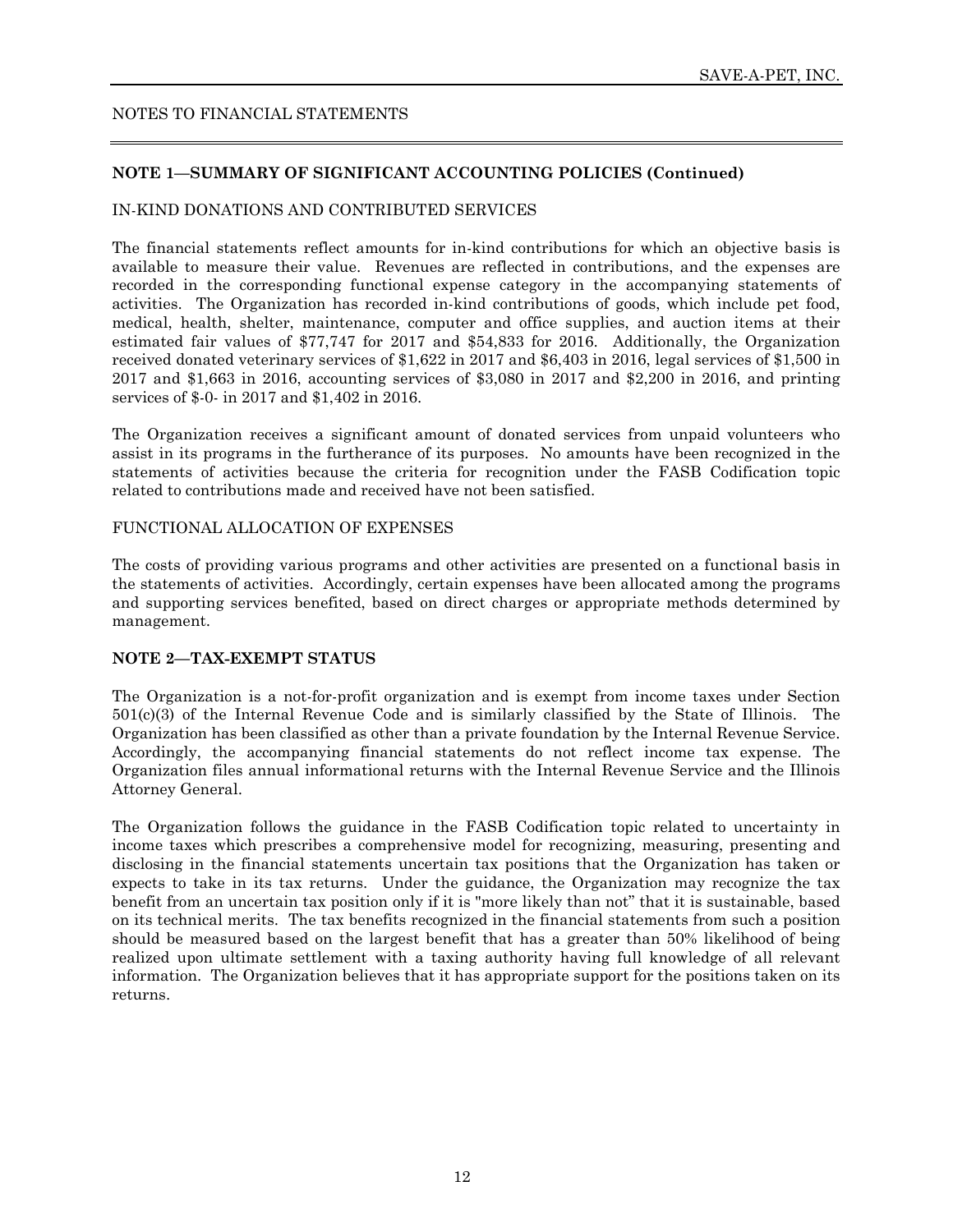## NOTE 1—SUMMARY OF SIGNIFICANT ACCOUNTING POLICIES (Continued)

### IN-KIND DONATIONS AND CONTRIBUTED SERVICES

The financial statements reflect amounts for in-kind contributions for which an objective basis is available to measure their value. Revenues are reflected in contributions, and the expenses are recorded in the corresponding functional expense category in the accompanying statements of activities. The Organization has recorded in-kind contributions of goods, which include pet food, medical, health, shelter, maintenance, computer and office supplies, and auction items at their estimated fair values of $77,747 for 2017 and $54,833 for 2016. Additionally, the Organization received donated veterinary services of $1,622 in 2017 and $6,403 in 2016, legal services of $1,500 in 2017 and $1,663 in 2016, accounting services of $3,080 in 2017 and $2,200 in 2016, and printing services of $-0- in 2017 and $1,402 in 2016.

The Organization receives a significant amount of donated services from unpaid volunteers who assist in its programs in the furtherance of its purposes. No amounts have been recognized in the statements of activities because the criteria for recognition under the FASB Codification topic related to contributions made and received have not been satisfied.

### FUNCTIONAL ALLOCATION OF EXPENSES

The costs of providing various programs and other activities are presented on a functional basis in the statements of activities. Accordingly, certain expenses have been allocated among the programs and supporting services benefited, based on direct charges or appropriate methods determined by management.

## NOTE 2—TAX-EXEMPT STATUS

The Organization is a not-for-profit organization and is exempt from income taxes under Section 501(c)(3) of the Internal Revenue Code and is similarly classified by the State of Illinois. The Organization has been classified as other than a private foundation by the Internal Revenue Service. Accordingly, the accompanying financial statements do not reflect income tax expense. The Organization files annual informational returns with the Internal Revenue Service and the Illinois Attorney General.

The Organization follows the guidance in the FASB Codification topic related to uncertainty in income taxes which prescribes a comprehensive model for recognizing, measuring, presenting and disclosing in the financial statements uncertain tax positions that the Organization has taken or expects to take in its tax returns. Under the guidance, the Organization may recognize the tax benefit from an uncertain tax position only if it is "more likely than not" that it is sustainable, based on its technical merits. The tax benefits recognized in the financial statements from such a position should be measured based on the largest benefit that has a greater than 50% likelihood of being realized upon ultimate settlement with a taxing authority having full knowledge of all relevant information. The Organization believes that it has appropriate support for the positions taken on its returns.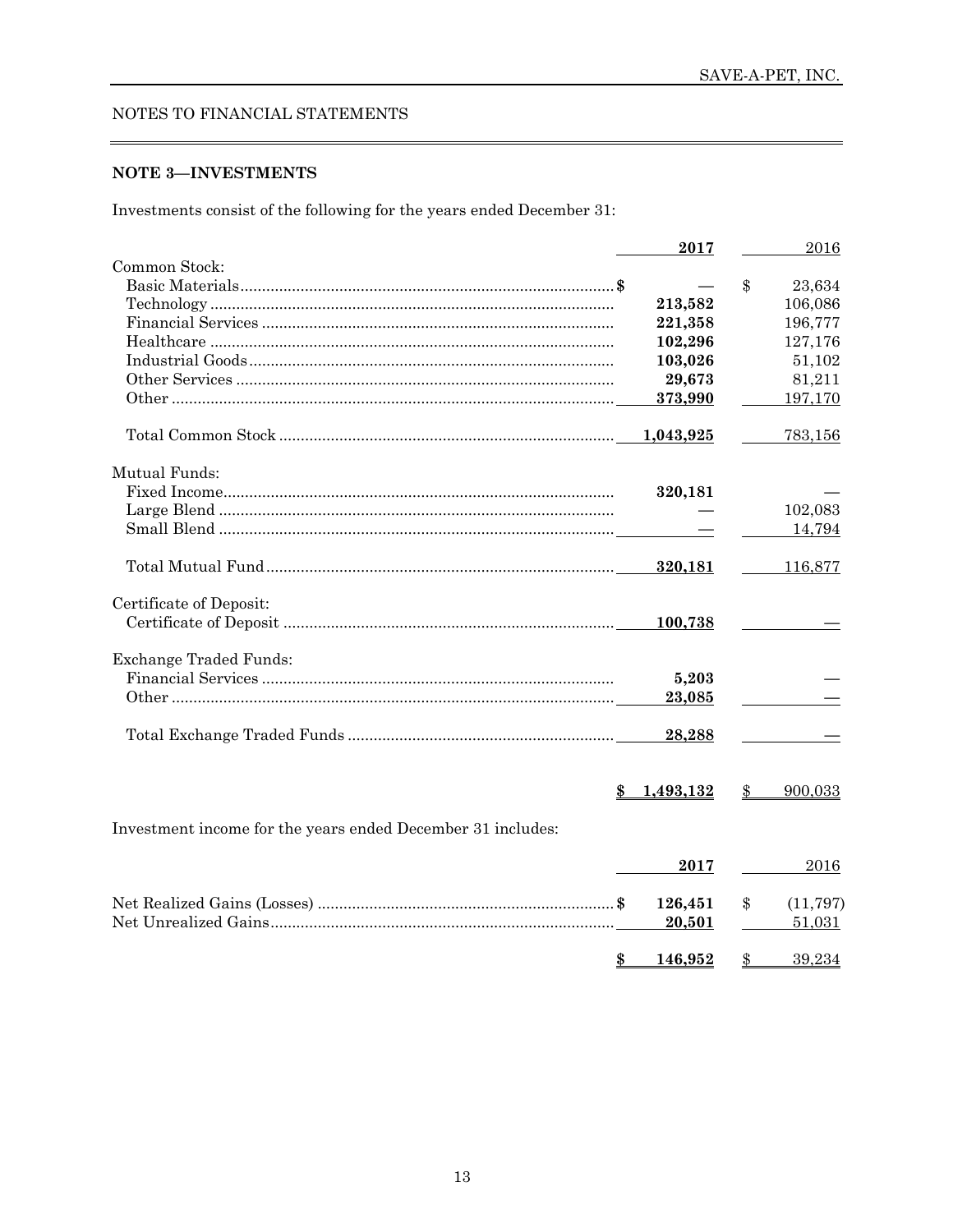SAVE-A-PET, INC.

NOTES TO FINANCIAL STATEMENTS

**NOTE 3—INVESTMENTS**

Investments consist of the following for the years ended December 31:

| | **2017** | 2016 |
|---|---|---|
| Common Stock: | | |
| Basic Materials | $ — | $ 23,634 |
| Technology | **213,582** | 106,086 |
| Financial Services | **221,358** | 196,777 |
| Healthcare | **102,296** | 127,176 |
| Industrial Goods | **103,026** | 51,102 |
| Other Services | **29,673** | 81,211 |
| Other | **373,990** | 197,170 |
| Total Common Stock | **1,043,925** | 783,156 |
| Mutual Funds: | | |
| Fixed Income | **320,181** | — |
| Large Blend | — | 102,083 |
| Small Blend | — | 14,794 |
| Total Mutual Fund | **320,181** | 116,877 |
| Certificate of Deposit: | | |
| Certificate of Deposit | **100,738** | — |
| Exchange Traded Funds: | | |
| Financial Services | **5,203** | — |
| Other | **23,085** | — |
| Total Exchange Traded Funds | **28,288** | — |
| | **$ 1,493,132** | $ 900,033 |

Investment income for the years ended December 31 includes:

| | **2017** | 2016 |
|---|---|---|
| Net Realized Gains (Losses) | **$ 126,451** | $ (11,797) |
| Net Unrealized Gains | **20,501** | 51,031 |
| | **$ 146,952** | $ 39,234 |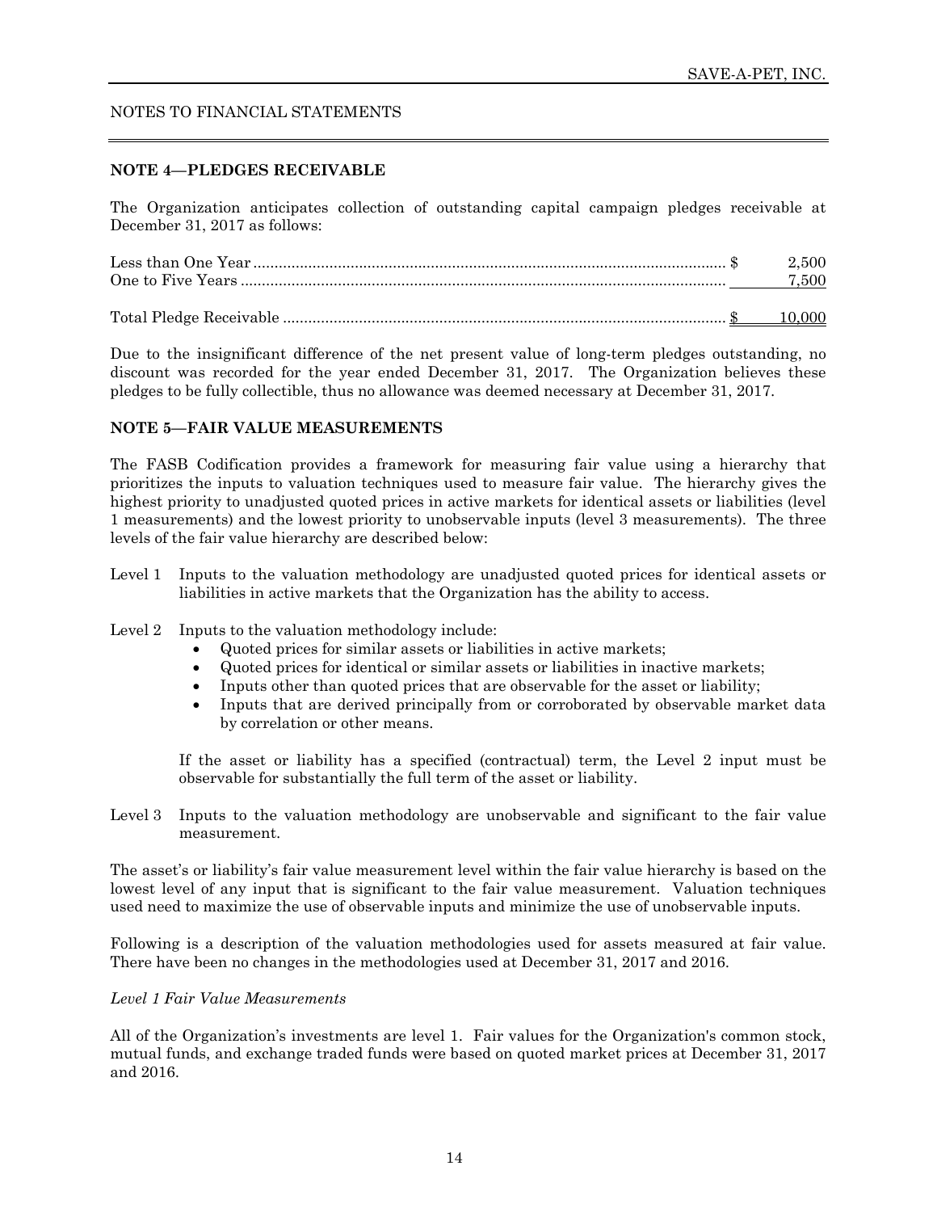NOTES TO FINANCIAL STATEMENTS

## NOTE 4—PLEDGES RECEIVABLE

The Organization anticipates collection of outstanding capital campaign pledges receivable at December 31, 2017 as follows:

| | |
|---|---|
| Less than One Year | $ 2,500 |
| One to Five Years | 7,500 |
| Total Pledge Receivable | $ 10,000 |

Due to the insignificant difference of the net present value of long-term pledges outstanding, no discount was recorded for the year ended December 31, 2017. The Organization believes these pledges to be fully collectible, thus no allowance was deemed necessary at December 31, 2017.

## NOTE 5—FAIR VALUE MEASUREMENTS

The FASB Codification provides a framework for measuring fair value using a hierarchy that prioritizes the inputs to valuation techniques used to measure fair value. The hierarchy gives the highest priority to unadjusted quoted prices in active markets for identical assets or liabilities (level 1 measurements) and the lowest priority to unobservable inputs (level 3 measurements). The three levels of the fair value hierarchy are described below:

Level 1 Inputs to the valuation methodology are unadjusted quoted prices for identical assets or liabilities in active markets that the Organization has the ability to access.

Level 2 Inputs to the valuation methodology include:

- Quoted prices for similar assets or liabilities in active markets;
- Quoted prices for identical or similar assets or liabilities in inactive markets;
- Inputs other than quoted prices that are observable for the asset or liability;
- Inputs that are derived principally from or corroborated by observable market data by correlation or other means.

If the asset or liability has a specified (contractual) term, the Level 2 input must be observable for substantially the full term of the asset or liability.

Level 3 Inputs to the valuation methodology are unobservable and significant to the fair value measurement.

The asset's or liability's fair value measurement level within the fair value hierarchy is based on the lowest level of any input that is significant to the fair value measurement. Valuation techniques used need to maximize the use of observable inputs and minimize the use of unobservable inputs.

Following is a description of the valuation methodologies used for assets measured at fair value. There have been no changes in the methodologies used at December 31, 2017 and 2016.

*Level 1 Fair Value Measurements*

All of the Organization's investments are level 1. Fair values for the Organization's common stock, mutual funds, and exchange traded funds were based on quoted market prices at December 31, 2017 and 2016.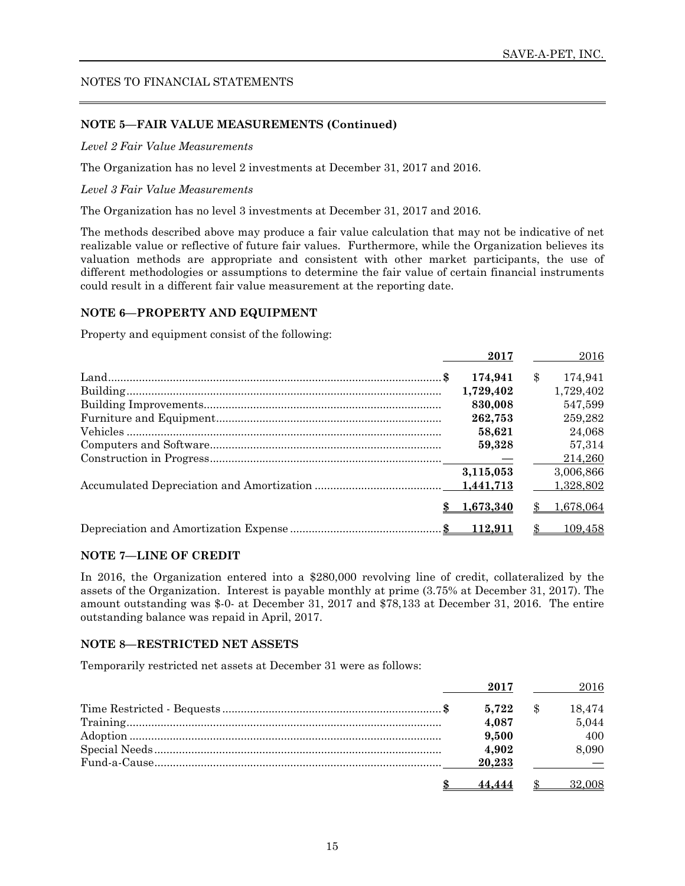NOTES TO FINANCIAL STATEMENTS

### NOTE 5—FAIR VALUE MEASUREMENTS (Continued)

*Level 2 Fair Value Measurements*

The Organization has no level 2 investments at December 31, 2017 and 2016.

*Level 3 Fair Value Measurements*

The Organization has no level 3 investments at December 31, 2017 and 2016.

The methods described above may produce a fair value calculation that may not be indicative of net realizable value or reflective of future fair values. Furthermore, while the Organization believes its valuation methods are appropriate and consistent with other market participants, the use of different methodologies or assumptions to determine the fair value of certain financial instruments could result in a different fair value measurement at the reporting date.

### NOTE 6—PROPERTY AND EQUIPMENT

Property and equipment consist of the following:

| | **2017** | 2016 |
|---|---|---|
| Land | **$ 174,941** | $ 174,941 |
| Building | **1,729,402** | 1,729,402 |
| Building Improvements | **830,008** | 547,599 |
| Furniture and Equipment | **262,753** | 259,282 |
| Vehicles | **58,621** | 24,068 |
| Computers and Software | **59,328** | 57,314 |
| Construction in Progress | **—** | 214,260 |
| | **3,115,053** | 3,006,866 |
| Accumulated Depreciation and Amortization | **1,441,713** | 1,328,802 |
| | **$ 1,673,340** | $ 1,678,064 |
| Depreciation and Amortization Expense | **$ 112,911** | $ 109,458 |

### NOTE 7—LINE OF CREDIT

In 2016, the Organization entered into a $280,000 revolving line of credit, collateralized by the assets of the Organization. Interest is payable monthly at prime (3.75% at December 31, 2017). The amount outstanding was $-0- at December 31, 2017 and $78,133 at December 31, 2016. The entire outstanding balance was repaid in April, 2017.

### NOTE 8—RESTRICTED NET ASSETS

Temporarily restricted net assets at December 31 were as follows:

| | **2017** | 2016 |
|---|---|---|
| Time Restricted - Bequests | **$ 5,722** | $ 18,474 |
| Training | **4,087** | 5,044 |
| Adoption | **9,500** | 400 |
| Special Needs | **4,902** | 8,090 |
| Fund-a-Cause | **20,233** | — |
| | **$ 44,444** | $ 32,008 |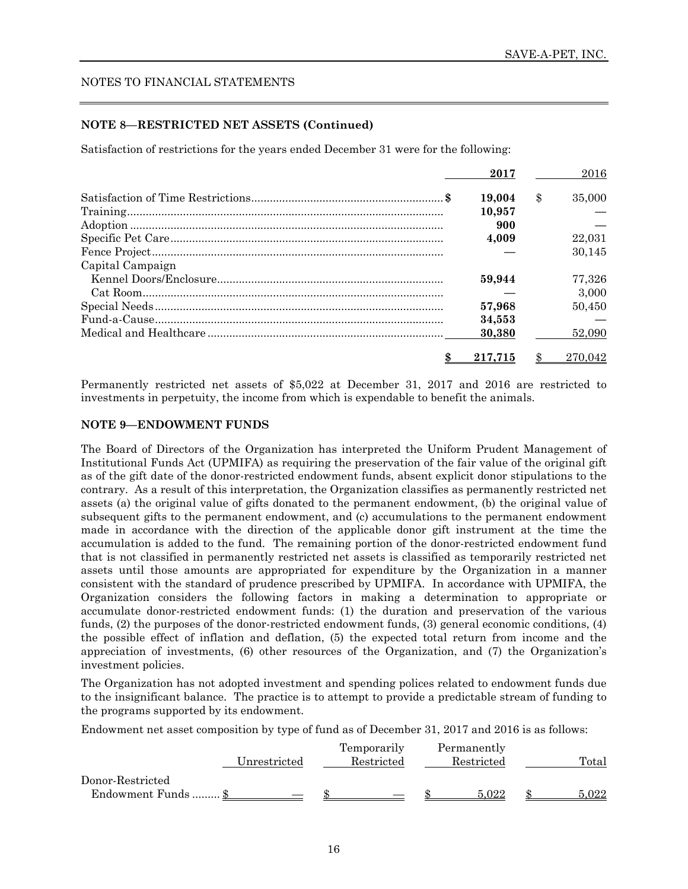NOTES TO FINANCIAL STATEMENTS

### NOTE 8—RESTRICTED NET ASSETS (Continued)

Satisfaction of restrictions for the years ended December 31 were for the following:

| | 2017 | 2016 |
|---|---|---|
| Satisfaction of Time Restrictions | $ 19,004 | $ 35,000 |
| Training | 10,957 | — |
| Adoption | 900 | — |
| Specific Pet Care | 4,009 | 22,031 |
| Fence Project | — | 30,145 |
| Capital Campaign | | |
| Kennel Doors/Enclosure | 59,944 | 77,326 |
| Cat Room | — | 3,000 |
| Special Needs | 57,968 | 50,450 |
| Fund-a-Cause | 34,553 | — |
| Medical and Healthcare | 30,380 | 52,090 |
| | $ 217,715 | $ 270,042 |

Permanently restricted net assets of $5,022 at December 31, 2017 and 2016 are restricted to investments in perpetuity, the income from which is expendable to benefit the animals.

### NOTE 9—ENDOWMENT FUNDS

The Board of Directors of the Organization has interpreted the Uniform Prudent Management of Institutional Funds Act (UPMIFA) as requiring the preservation of the fair value of the original gift as of the gift date of the donor-restricted endowment funds, absent explicit donor stipulations to the contrary. As a result of this interpretation, the Organization classifies as permanently restricted net assets (a) the original value of gifts donated to the permanent endowment, (b) the original value of subsequent gifts to the permanent endowment, and (c) accumulations to the permanent endowment made in accordance with the direction of the applicable donor gift instrument at the time the accumulation is added to the fund. The remaining portion of the donor-restricted endowment fund that is not classified in permanently restricted net assets is classified as temporarily restricted net assets until those amounts are appropriated for expenditure by the Organization in a manner consistent with the standard of prudence prescribed by UPMIFA. In accordance with UPMIFA, the Organization considers the following factors in making a determination to appropriate or accumulate donor-restricted endowment funds: (1) the duration and preservation of the various funds, (2) the purposes of the donor-restricted endowment funds, (3) general economic conditions, (4) the possible effect of inflation and deflation, (5) the expected total return from income and the appreciation of investments, (6) other resources of the Organization, and (7) the Organization's investment policies.

The Organization has not adopted investment and spending polices related to endowment funds due to the insignificant balance. The practice is to attempt to provide a predictable stream of funding to the programs supported by its endowment.

Endowment net asset composition by type of fund as of December 31, 2017 and 2016 is as follows:

| | Unrestricted | Temporarily Restricted | Permanently Restricted | Total |
|---|---|---|---|---|
| Donor-Restricted Endowment Funds | $ — | $ — | $ 5,022 | $ 5,022 |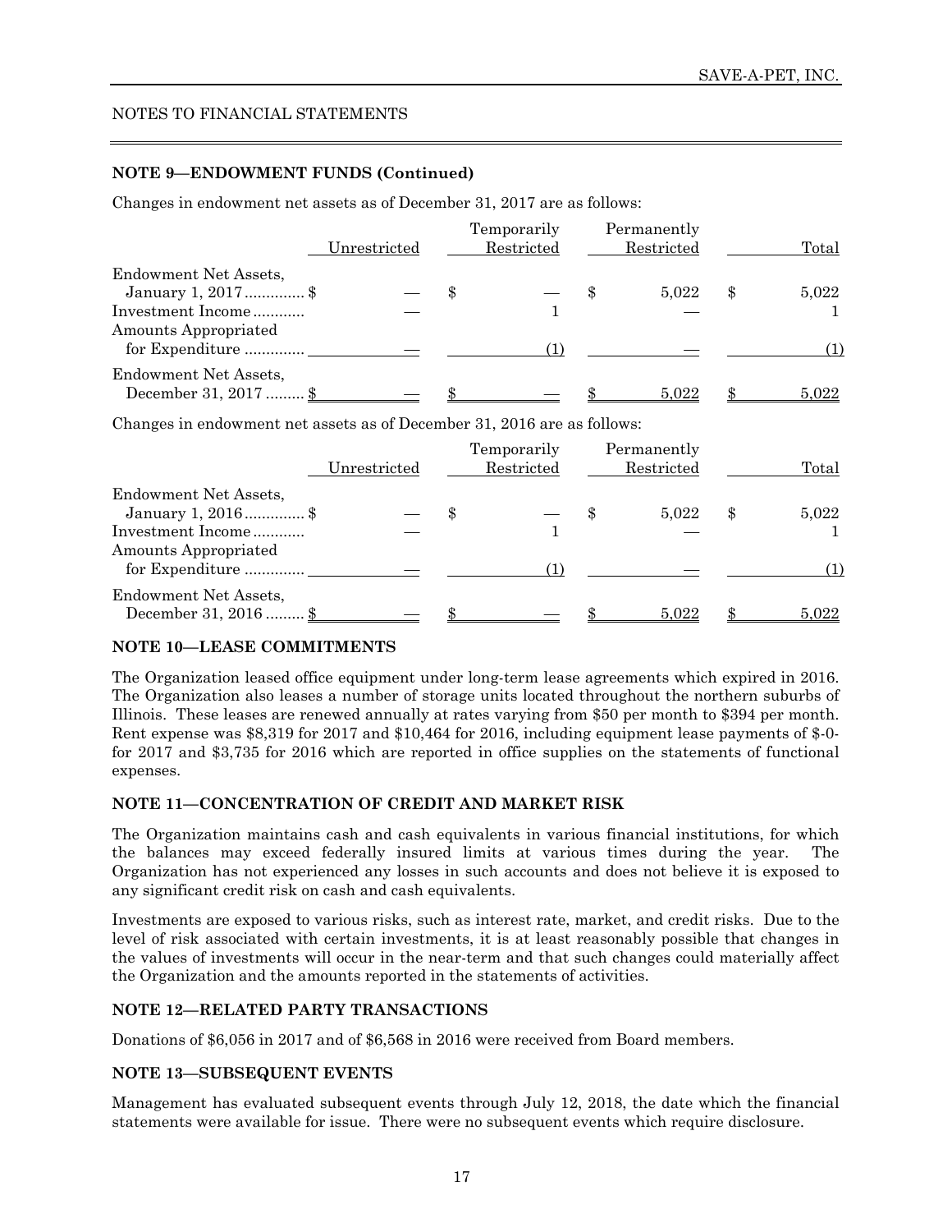NOTES TO FINANCIAL STATEMENTS

### NOTE 9—ENDOWMENT FUNDS (Continued)

Changes in endowment net assets as of December 31, 2017 are as follows:

| | Unrestricted | Temporarily Restricted | Permanently Restricted | Total |
|---|---|---|---|---|
| Endowment Net Assets, January 1, 2017 | $ — | $ — | $ 5,022 | $ 5,022 |
| Investment Income | — | 1 | — | 1 |
| Amounts Appropriated for Expenditure | — | (1) | — | (1) |
| Endowment Net Assets, December 31, 2017 | $ — | $ — | $ 5,022 | $ 5,022 |

Changes in endowment net assets as of December 31, 2016 are as follows:

| | Unrestricted | Temporarily Restricted | Permanently Restricted | Total |
|---|---|---|---|---|
| Endowment Net Assets, January 1, 2016 | $ — | $ — | $ 5,022 | $ 5,022 |
| Investment Income | — | 1 | — | 1 |
| Amounts Appropriated for Expenditure | — | (1) | — | (1) |
| Endowment Net Assets, December 31, 2016 | $ — | $ — | $ 5,022 | $ 5,022 |

### NOTE 10—LEASE COMMITMENTS

The Organization leased office equipment under long-term lease agreements which expired in 2016. The Organization also leases a number of storage units located throughout the northern suburbs of Illinois. These leases are renewed annually at rates varying from $50 per month to $394 per month. Rent expense was $8,319 for 2017 and $10,464 for 2016, including equipment lease payments of $-0- for 2017 and $3,735 for 2016 which are reported in office supplies on the statements of functional expenses.

### NOTE 11—CONCENTRATION OF CREDIT AND MARKET RISK

The Organization maintains cash and cash equivalents in various financial institutions, for which the balances may exceed federally insured limits at various times during the year. The Organization has not experienced any losses in such accounts and does not believe it is exposed to any significant credit risk on cash and cash equivalents.

Investments are exposed to various risks, such as interest rate, market, and credit risks. Due to the level of risk associated with certain investments, it is at least reasonably possible that changes in the values of investments will occur in the near-term and that such changes could materially affect the Organization and the amounts reported in the statements of activities.

### NOTE 12—RELATED PARTY TRANSACTIONS

Donations of $6,056 in 2017 and of $6,568 in 2016 were received from Board members.

### NOTE 13—SUBSEQUENT EVENTS

Management has evaluated subsequent events through July 12, 2018, the date which the financial statements were available for issue. There were no subsequent events which require disclosure.